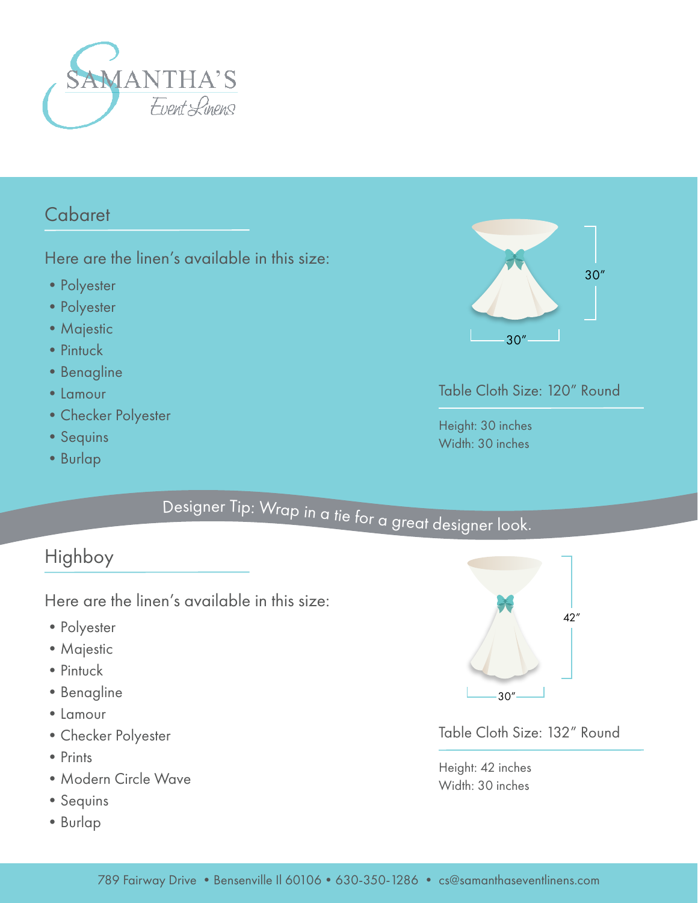SAMANTHA'S
Event Linens

## Cabaret

Here are the linen's available in this size:

- Polyester
- Polyester
- Majestic
- Pintuck
- Benagline
- Lamour
- Checker Polyester
- Sequins
- Burlap

30″

30″

### Table Cloth Size: 120″ Round

Height: 30 inches
Width: 30 inches

Designer Tip: *Wrap in a tie for a great designer look.*

## Highboy

Here are the linen's available in this size:

- Polyester
- Majestic
- Pintuck
- Benagline
- Lamour
- Checker Polyester
- Prints
- Modern Circle Wave
- Sequins
- Burlap

42″

30″

### Table Cloth Size: 132″ Round

Height: 42 inches
Width: 30 inches

789 Fairway Drive • Bensenville Il 60106 • 630-350-1286 • cs@samanthaseventlinens.com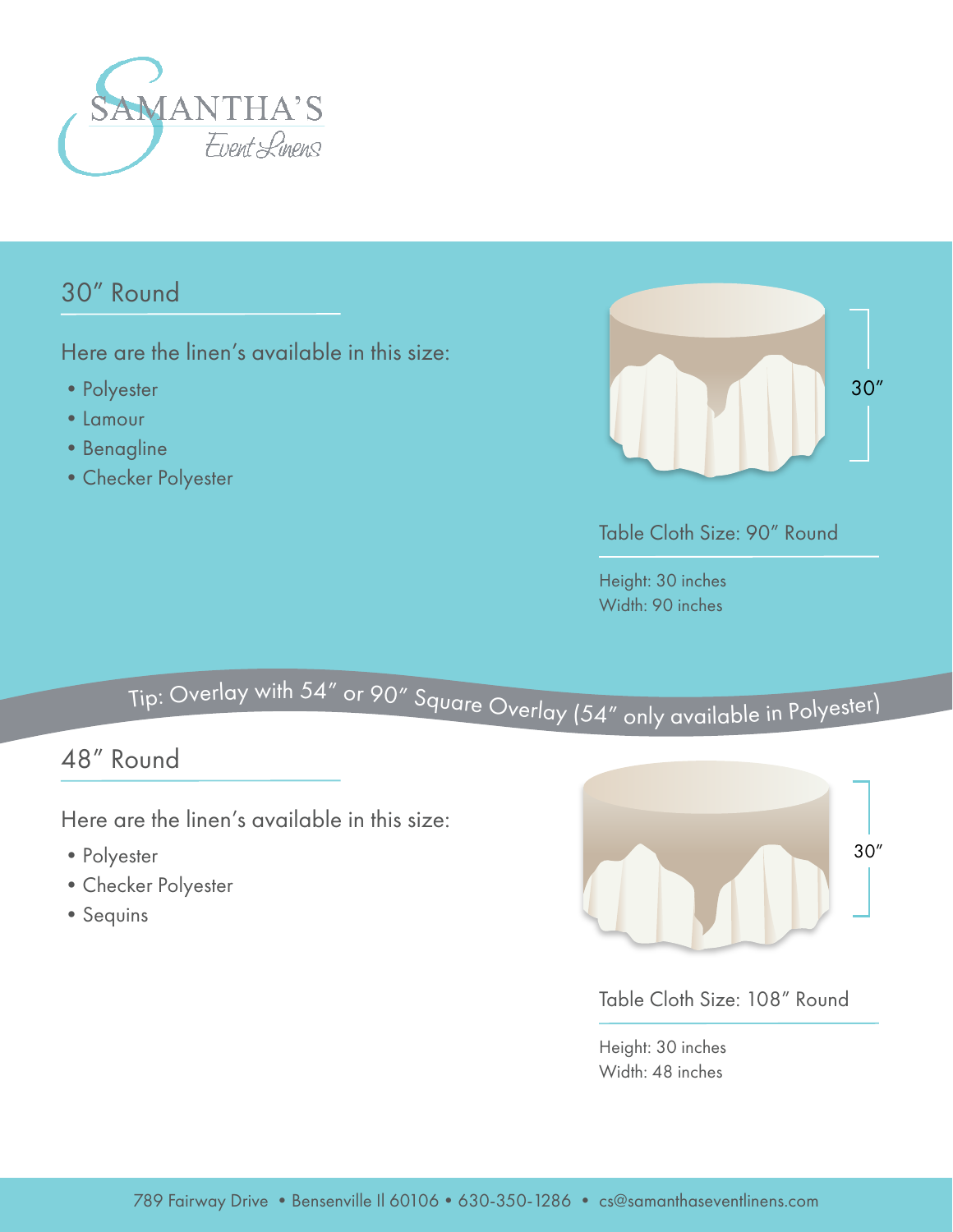SAMANTHA'S
Event Linens

## 30″ Round

Here are the linen's available in this size:

- Polyester
- Lamour
- Benagline
- Checker Polyester

30″

### Table Cloth Size: 90″ Round

Height: 30 inches
Width: 90 inches

Tip: Overlay with 54″ or 90″ Square Overlay (54″ only available in Polyester)

## 48″ Round

Here are the linen's available in this size:

- Polyester
- Checker Polyester
- Sequins

30″

### Table Cloth Size: 108″ Round

Height: 30 inches
Width: 48 inches

789 Fairway Drive • Bensenville Il 60106 • 630-350-1286 • cs@samanthaseventlinens.com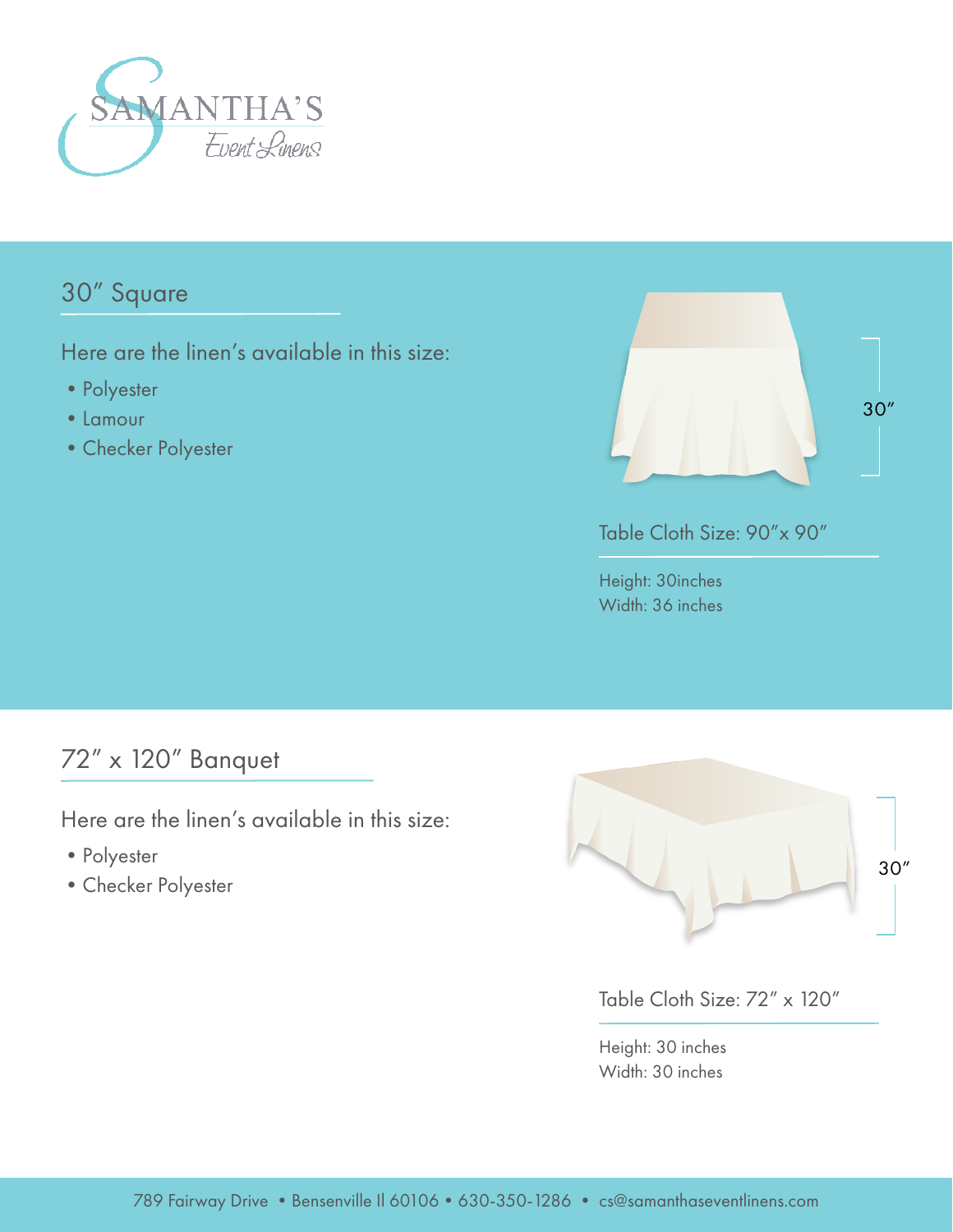SAMANTHA'S
Event Linens

## 30″ Square

Here are the linen's available in this size:

- Polyester
- Lamour
- Checker Polyester

30″

Table Cloth Size: 90″x 90″

Height: 30inches
Width: 36 inches

## 72″ x 120″ Banquet

Here are the linen's available in this size:

- Polyester
- Checker Polyester

30″

Table Cloth Size: 72″ x 120″

Height: 30 inches
Width: 30 inches

789 Fairway Drive • Bensenville Il 60106 • 630-350-1286 • cs@samanthaseventlinens.com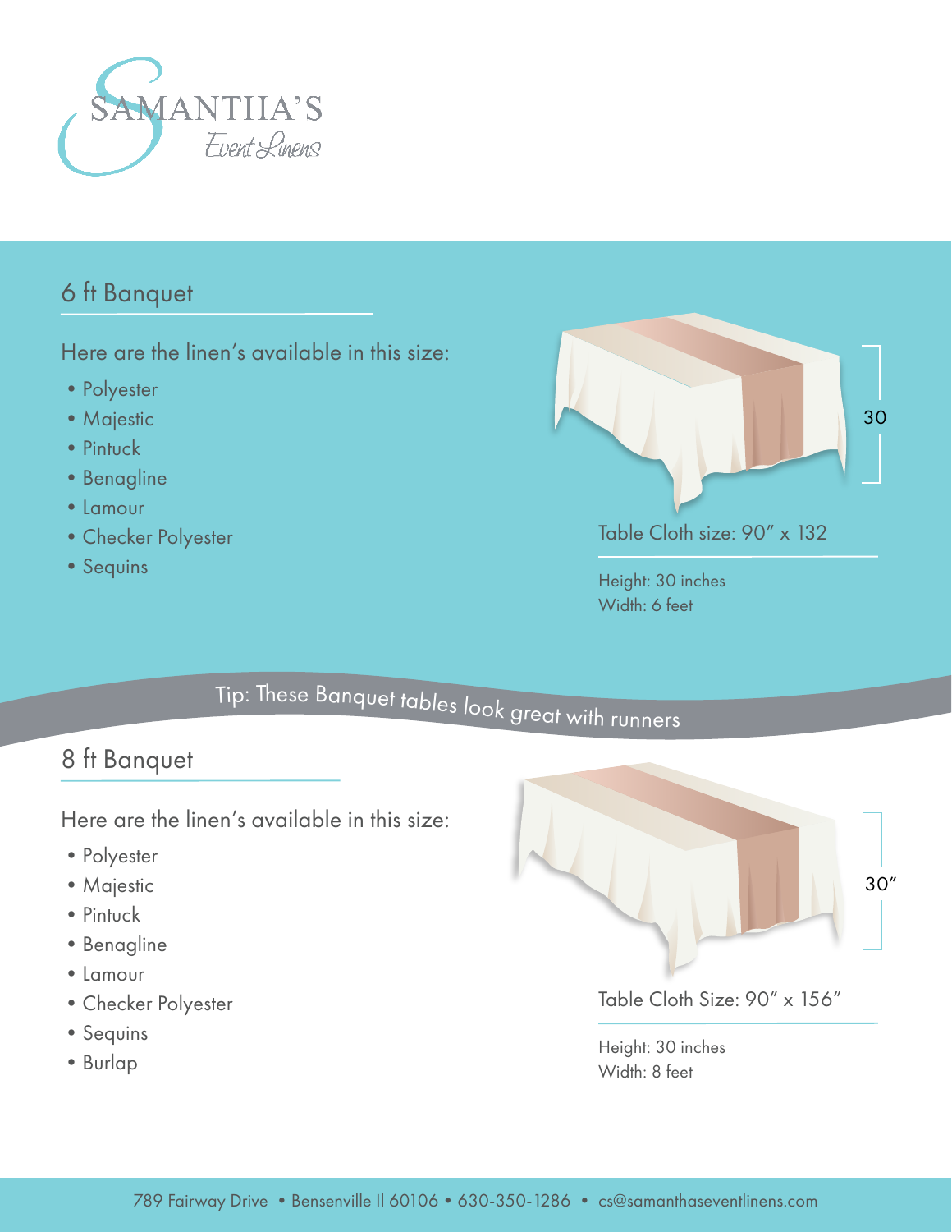SAMANTHA'S
Event Linens

## 6 ft Banquet

Here are the linen's available in this size:

- Polyester
- Majestic
- Pintuck
- Benagline
- Lamour
- Checker Polyester
- Sequins

30

Table Cloth size: 90" x 132

Height: 30 inches
Width: 6 feet

Tip: These Banquet tables look great with runners

## 8 ft Banquet

Here are the linen's available in this size:

- Polyester
- Majestic
- Pintuck
- Benagline
- Lamour
- Checker Polyester
- Sequins
- Burlap

30"

Table Cloth Size: 90" x 156"

Height: 30 inches
Width: 8 feet

789 Fairway Drive • Bensenville Il 60106 • 630-350-1286 • cs@samanthaseventlinens.com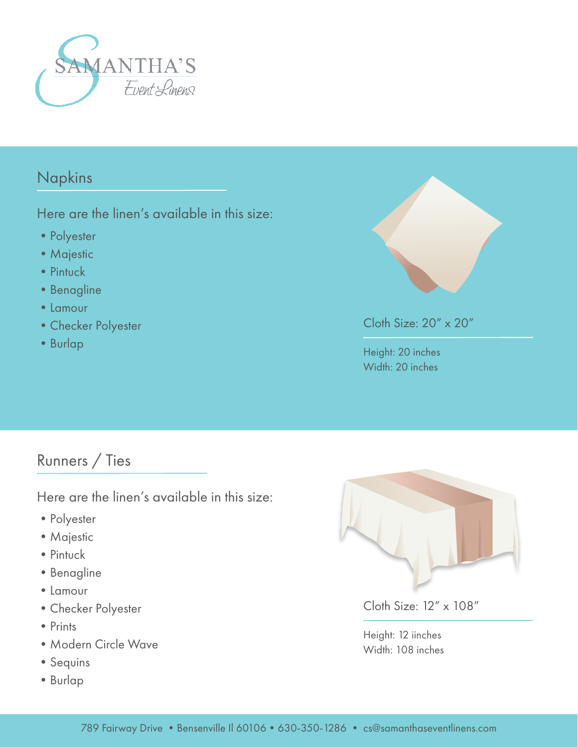SAMANTHA'S

Event Linens

## Napkins

Here are the linen's available in this size:

- Polyester
- Majestic
- Pintuck
- Benagline
- Lamour
- Checker Polyester
- Burlap

Cloth Size: 20" x 20"

Height: 20 inches
Width: 20 inches

## Runners / Ties

Here are the linen's available in this size:

- Polyester
- Majestic
- Pintuck
- Benagline
- Lamour
- Checker Polyester
- Prints
- Modern Circle Wave
- Sequins
- Burlap

Cloth Size: 12" x 108"

Height: 12 iinches
Width: 108 inches

789 Fairway Drive • Bensenville Il 60106 • 630-350-1286 • cs@samanthaseventlinens.com